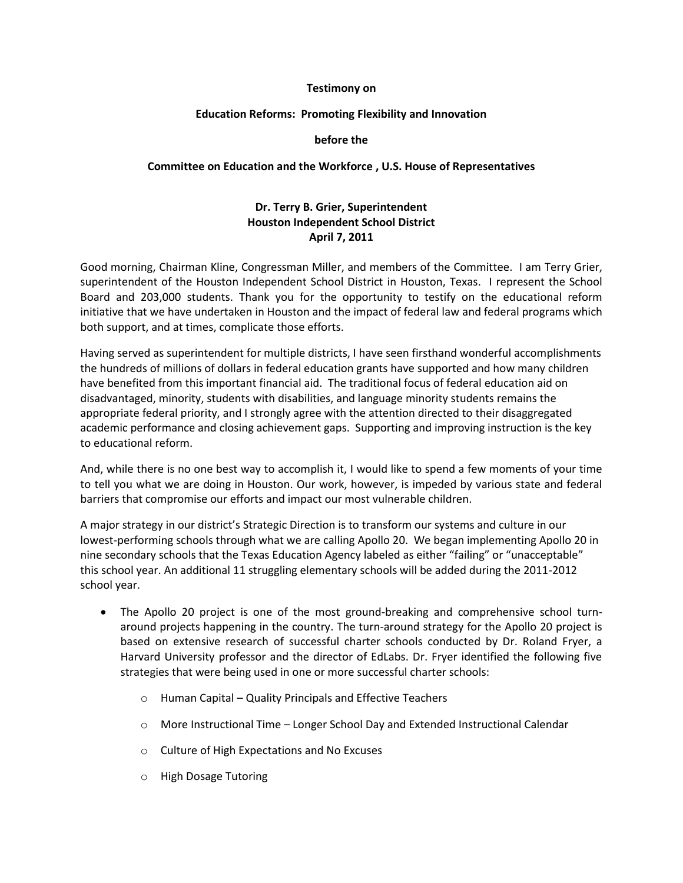**Testimony on**

**Education Reforms: Promoting Flexibility and Innovation**

**before the**

**Committee on Education and the Workforce , U.S. House of Representatives**

**Dr. Terry B. Grier, Superintendent**
**Houston Independent School District**
**April 7, 2011**

Good morning, Chairman Kline, Congressman Miller, and members of the Committee. I am Terry Grier, superintendent of the Houston Independent School District in Houston, Texas. I represent the School Board and 203,000 students. Thank you for the opportunity to testify on the educational reform initiative that we have undertaken in Houston and the impact of federal law and federal programs which both support, and at times, complicate those efforts.

Having served as superintendent for multiple districts, I have seen firsthand wonderful accomplishments the hundreds of millions of dollars in federal education grants have supported and how many children have benefited from this important financial aid. The traditional focus of federal education aid on disadvantaged, minority, students with disabilities, and language minority students remains the appropriate federal priority, and I strongly agree with the attention directed to their disaggregated academic performance and closing achievement gaps. Supporting and improving instruction is the key to educational reform.

And, while there is no one best way to accomplish it, I would like to spend a few moments of your time to tell you what we are doing in Houston. Our work, however, is impeded by various state and federal barriers that compromise our efforts and impact our most vulnerable children.

A major strategy in our district's Strategic Direction is to transform our systems and culture in our lowest-performing schools through what we are calling Apollo 20. We began implementing Apollo 20 in nine secondary schools that the Texas Education Agency labeled as either "failing" or "unacceptable" this school year. An additional 11 struggling elementary schools will be added during the 2011-2012 school year.

- The Apollo 20 project is one of the most ground-breaking and comprehensive school turn-around projects happening in the country. The turn-around strategy for the Apollo 20 project is based on extensive research of successful charter schools conducted by Dr. Roland Fryer, a Harvard University professor and the director of EdLabs. Dr. Fryer identified the following five strategies that were being used in one or more successful charter schools:
  - Human Capital – Quality Principals and Effective Teachers
  - More Instructional Time – Longer School Day and Extended Instructional Calendar
  - Culture of High Expectations and No Excuses
  - High Dosage Tutoring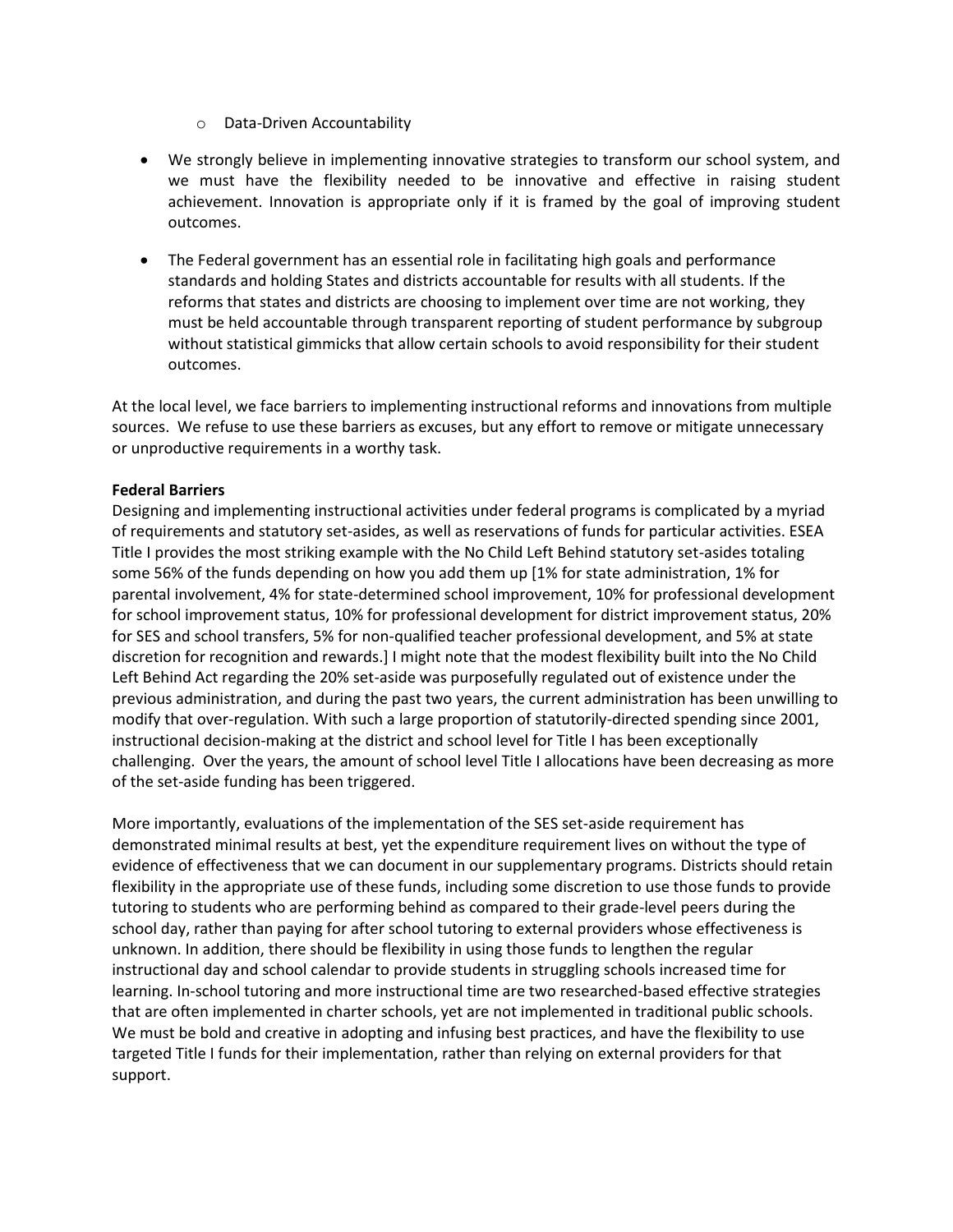- Data-Driven Accountability

- We strongly believe in implementing innovative strategies to transform our school system, and we must have the flexibility needed to be innovative and effective in raising student achievement. Innovation is appropriate only if it is framed by the goal of improving student outcomes.

- The Federal government has an essential role in facilitating high goals and performance standards and holding States and districts accountable for results with all students. If the reforms that states and districts are choosing to implement over time are not working, they must be held accountable through transparent reporting of student performance by subgroup without statistical gimmicks that allow certain schools to avoid responsibility for their student outcomes.

At the local level, we face barriers to implementing instructional reforms and innovations from multiple sources. We refuse to use these barriers as excuses, but any effort to remove or mitigate unnecessary or unproductive requirements in a worthy task.

**Federal Barriers**

Designing and implementing instructional activities under federal programs is complicated by a myriad of requirements and statutory set-asides, as well as reservations of funds for particular activities. ESEA Title I provides the most striking example with the No Child Left Behind statutory set-asides totaling some 56% of the funds depending on how you add them up [1% for state administration, 1% for parental involvement, 4% for state-determined school improvement, 10% for professional development for school improvement status, 10% for professional development for district improvement status, 20% for SES and school transfers, 5% for non-qualified teacher professional development, and 5% at state discretion for recognition and rewards.] I might note that the modest flexibility built into the No Child Left Behind Act regarding the 20% set-aside was purposefully regulated out of existence under the previous administration, and during the past two years, the current administration has been unwilling to modify that over-regulation. With such a large proportion of statutorily-directed spending since 2001, instructional decision-making at the district and school level for Title I has been exceptionally challenging. Over the years, the amount of school level Title I allocations have been decreasing as more of the set-aside funding has been triggered.

More importantly, evaluations of the implementation of the SES set-aside requirement has demonstrated minimal results at best, yet the expenditure requirement lives on without the type of evidence of effectiveness that we can document in our supplementary programs. Districts should retain flexibility in the appropriate use of these funds, including some discretion to use those funds to provide tutoring to students who are performing behind as compared to their grade-level peers during the school day, rather than paying for after school tutoring to external providers whose effectiveness is unknown. In addition, there should be flexibility in using those funds to lengthen the regular instructional day and school calendar to provide students in struggling schools increased time for learning. In-school tutoring and more instructional time are two researched-based effective strategies that are often implemented in charter schools, yet are not implemented in traditional public schools. We must be bold and creative in adopting and infusing best practices, and have the flexibility to use targeted Title I funds for their implementation, rather than relying on external providers for that support.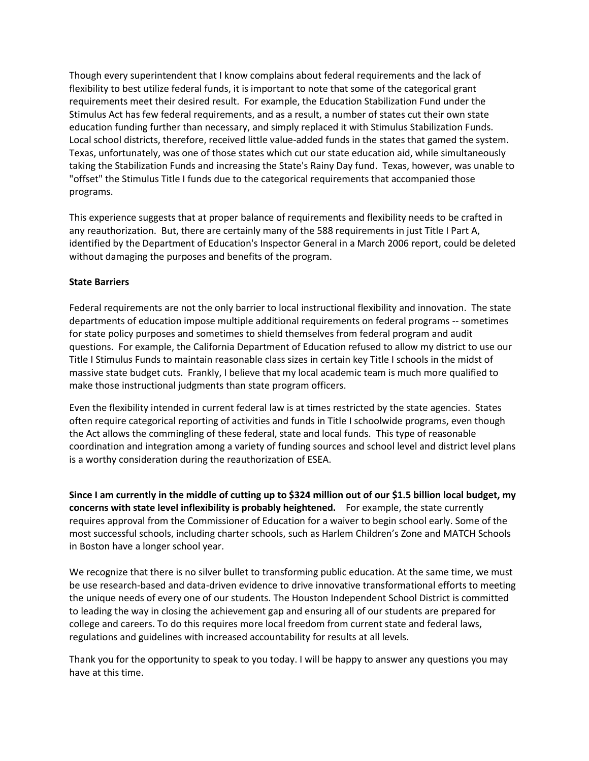Though every superintendent that I know complains about federal requirements and the lack of flexibility to best utilize federal funds, it is important to note that some of the categorical grant requirements meet their desired result. For example, the Education Stabilization Fund under the Stimulus Act has few federal requirements, and as a result, a number of states cut their own state education funding further than necessary, and simply replaced it with Stimulus Stabilization Funds. Local school districts, therefore, received little value-added funds in the states that gamed the system. Texas, unfortunately, was one of those states which cut our state education aid, while simultaneously taking the Stabilization Funds and increasing the State's Rainy Day fund. Texas, however, was unable to "offset" the Stimulus Title I funds due to the categorical requirements that accompanied those programs.

This experience suggests that at proper balance of requirements and flexibility needs to be crafted in any reauthorization. But, there are certainly many of the 588 requirements in just Title I Part A, identified by the Department of Education's Inspector General in a March 2006 report, could be deleted without damaging the purposes and benefits of the program.

**State Barriers**

Federal requirements are not the only barrier to local instructional flexibility and innovation. The state departments of education impose multiple additional requirements on federal programs -- sometimes for state policy purposes and sometimes to shield themselves from federal program and audit questions. For example, the California Department of Education refused to allow my district to use our Title I Stimulus Funds to maintain reasonable class sizes in certain key Title I schools in the midst of massive state budget cuts. Frankly, I believe that my local academic team is much more qualified to make those instructional judgments than state program officers.

Even the flexibility intended in current federal law is at times restricted by the state agencies. States often require categorical reporting of activities and funds in Title I schoolwide programs, even though the Act allows the commingling of these federal, state and local funds. This type of reasonable coordination and integration among a variety of funding sources and school level and district level plans is a worthy consideration during the reauthorization of ESEA.

**Since I am currently in the middle of cutting up to $324 million out of our $1.5 billion local budget, my concerns with state level inflexibility is probably heightened.** For example, the state currently requires approval from the Commissioner of Education for a waiver to begin school early. Some of the most successful schools, including charter schools, such as Harlem Children's Zone and MATCH Schools in Boston have a longer school year.

We recognize that there is no silver bullet to transforming public education. At the same time, we must be use research-based and data-driven evidence to drive innovative transformational efforts to meeting the unique needs of every one of our students. The Houston Independent School District is committed to leading the way in closing the achievement gap and ensuring all of our students are prepared for college and careers. To do this requires more local freedom from current state and federal laws, regulations and guidelines with increased accountability for results at all levels.

Thank you for the opportunity to speak to you today. I will be happy to answer any questions you may have at this time.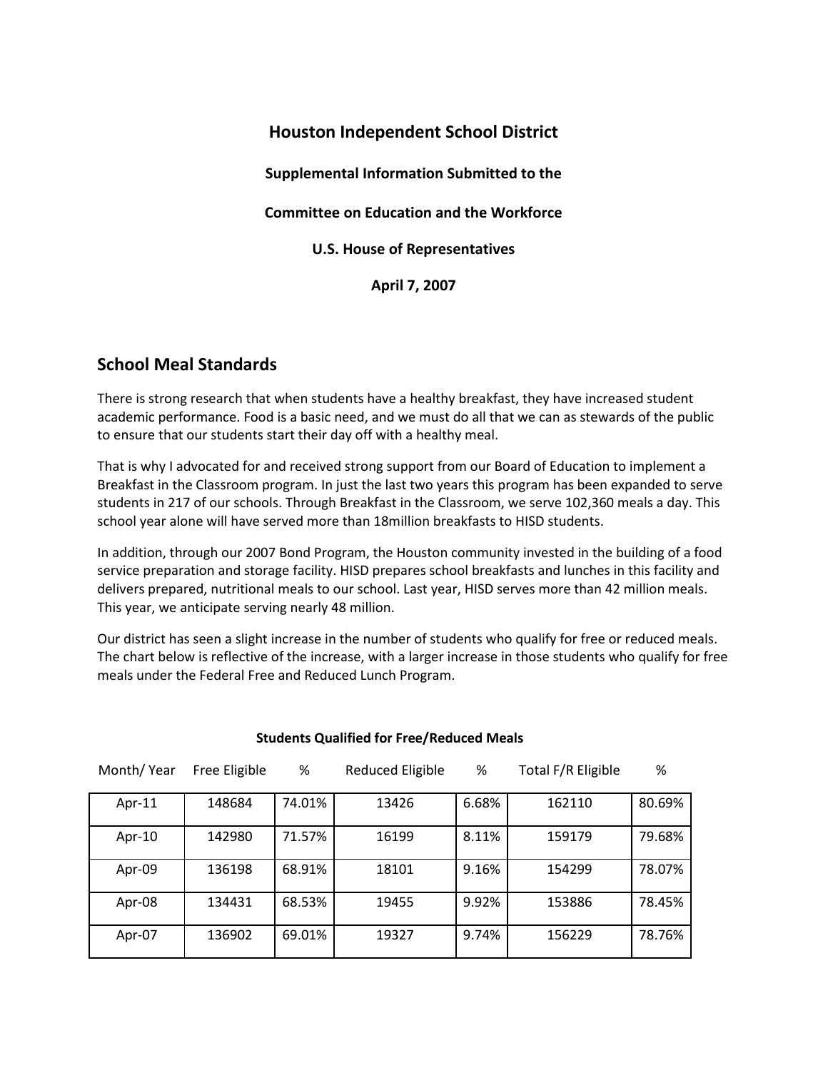# Houston Independent School District

**Supplemental Information Submitted to the**

**Committee on Education and the Workforce**

**U.S. House of Representatives**

**April 7, 2007**

## School Meal Standards

There is strong research that when students have a healthy breakfast, they have increased student academic performance. Food is a basic need, and we must do all that we can as stewards of the public to ensure that our students start their day off with a healthy meal.

That is why I advocated for and received strong support from our Board of Education to implement a Breakfast in the Classroom program. In just the last two years this program has been expanded to serve students in 217 of our schools. Through Breakfast in the Classroom, we serve 102,360 meals a day. This school year alone will have served more than 18million breakfasts to HISD students.

In addition, through our 2007 Bond Program, the Houston community invested in the building of a food service preparation and storage facility. HISD prepares school breakfasts and lunches in this facility and delivers prepared, nutritional meals to our school. Last year, HISD serves more than 42 million meals. This year, we anticipate serving nearly 48 million.

Our district has seen a slight increase in the number of students who qualify for free or reduced meals. The chart below is reflective of the increase, with a larger increase in those students who qualify for free meals under the Federal Free and Reduced Lunch Program.

**Students Qualified for Free/Reduced Meals**

| Month/ Year | Free Eligible | % | Reduced Eligible | % | Total F/R Eligible | % |
|---|---|---|---|---|---|---|
| Apr-11 | 148684 | 74.01% | 13426 | 6.68% | 162110 | 80.69% |
| Apr-10 | 142980 | 71.57% | 16199 | 8.11% | 159179 | 79.68% |
| Apr-09 | 136198 | 68.91% | 18101 | 9.16% | 154299 | 78.07% |
| Apr-08 | 134431 | 68.53% | 19455 | 9.92% | 153886 | 78.45% |
| Apr-07 | 136902 | 69.01% | 19327 | 9.74% | 156229 | 78.76% |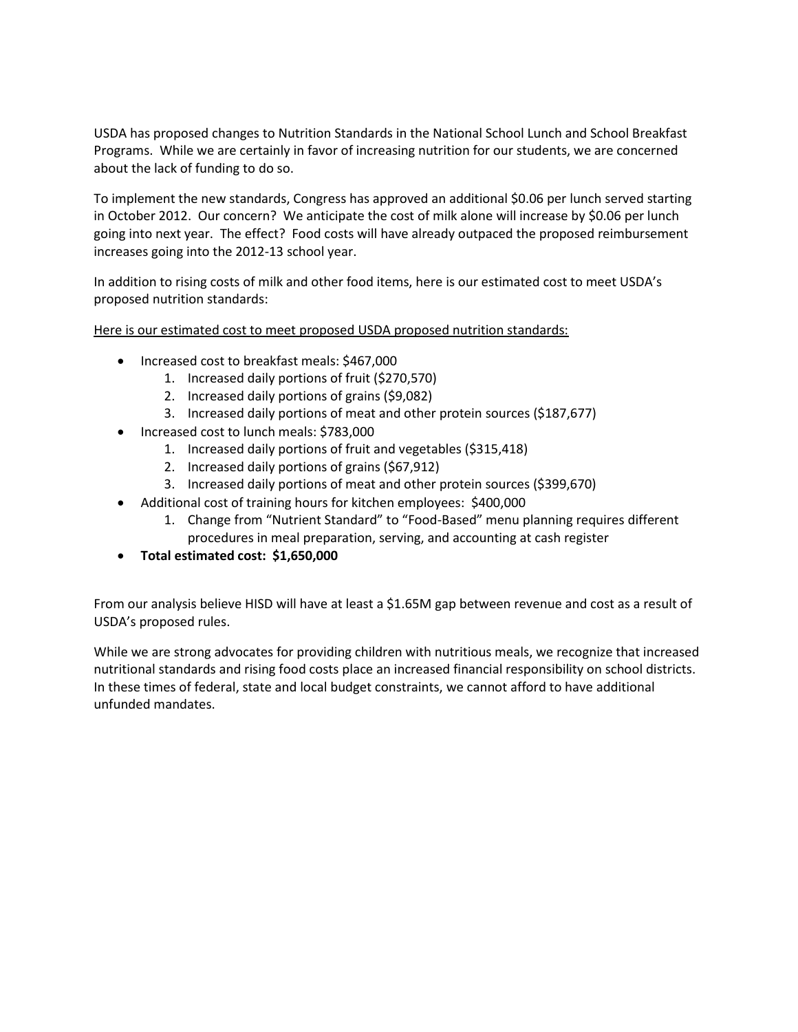USDA has proposed changes to Nutrition Standards in the National School Lunch and School Breakfast Programs. While we are certainly in favor of increasing nutrition for our students, we are concerned about the lack of funding to do so.

To implement the new standards, Congress has approved an additional $0.06 per lunch served starting in October 2012. Our concern? We anticipate the cost of milk alone will increase by $0.06 per lunch going into next year. The effect? Food costs will have already outpaced the proposed reimbursement increases going into the 2012-13 school year.

In addition to rising costs of milk and other food items, here is our estimated cost to meet USDA's proposed nutrition standards:

<u>Here is our estimated cost to meet proposed USDA proposed nutrition standards:</u>

- Increased cost to breakfast meals: $467,000
  1. Increased daily portions of fruit ($270,570)
  2. Increased daily portions of grains ($9,082)
  3. Increased daily portions of meat and other protein sources ($187,677)
- Increased cost to lunch meals: $783,000
  1. Increased daily portions of fruit and vegetables ($315,418)
  2. Increased daily portions of grains ($67,912)
  3. Increased daily portions of meat and other protein sources ($399,670)
- Additional cost of training hours for kitchen employees: $400,000
  1. Change from "Nutrient Standard" to "Food-Based" menu planning requires different procedures in meal preparation, serving, and accounting at cash register
- **Total estimated cost: $1,650,000**

From our analysis believe HISD will have at least a $1.65M gap between revenue and cost as a result of USDA's proposed rules.

While we are strong advocates for providing children with nutritious meals, we recognize that increased nutritional standards and rising food costs place an increased financial responsibility on school districts. In these times of federal, state and local budget constraints, we cannot afford to have additional unfunded mandates.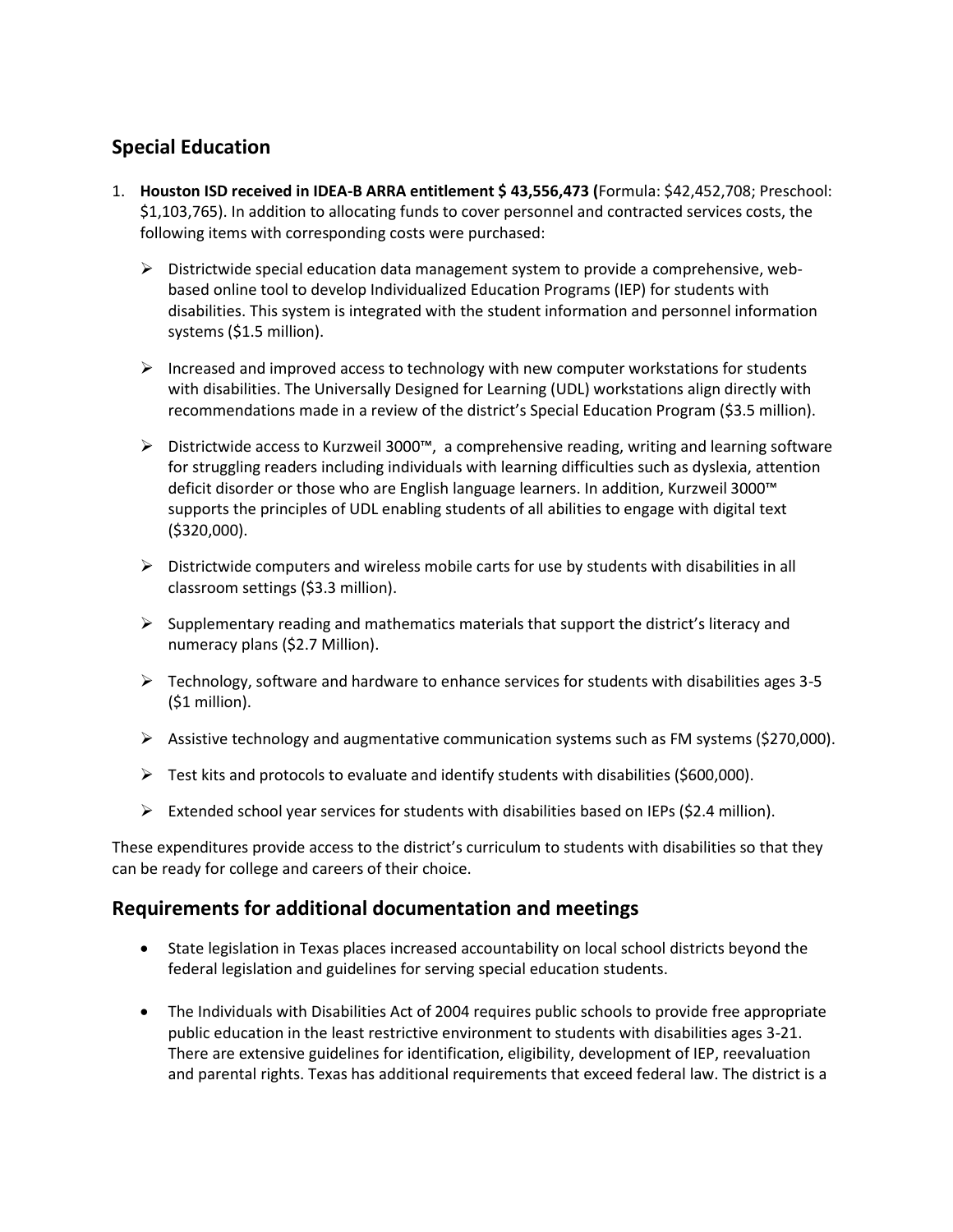## Special Education

1. **Houston ISD received in IDEA-B ARRA entitlement $ 43,556,473 (**Formula: $42,452,708; Preschool: $1,103,765). In addition to allocating funds to cover personnel and contracted services costs, the following items with corresponding costs were purchased:

   - Districtwide special education data management system to provide a comprehensive, web-based online tool to develop Individualized Education Programs (IEP) for students with disabilities. This system is integrated with the student information and personnel information systems ($1.5 million).

   - Increased and improved access to technology with new computer workstations for students with disabilities. The Universally Designed for Learning (UDL) workstations align directly with recommendations made in a review of the district's Special Education Program ($3.5 million).

   - Districtwide access to Kurzweil 3000™, a comprehensive reading, writing and learning software for struggling readers including individuals with learning difficulties such as dyslexia, attention deficit disorder or those who are English language learners. In addition, Kurzweil 3000™ supports the principles of UDL enabling students of all abilities to engage with digital text ($320,000).

   - Districtwide computers and wireless mobile carts for use by students with disabilities in all classroom settings ($3.3 million).

   - Supplementary reading and mathematics materials that support the district's literacy and numeracy plans ($2.7 Million).

   - Technology, software and hardware to enhance services for students with disabilities ages 3-5 ($1 million).

   - Assistive technology and augmentative communication systems such as FM systems ($270,000).

   - Test kits and protocols to evaluate and identify students with disabilities ($600,000).

   - Extended school year services for students with disabilities based on IEPs ($2.4 million).

These expenditures provide access to the district's curriculum to students with disabilities so that they can be ready for college and careers of their choice.

## Requirements for additional documentation and meetings

- State legislation in Texas places increased accountability on local school districts beyond the federal legislation and guidelines for serving special education students.

- The Individuals with Disabilities Act of 2004 requires public schools to provide free appropriate public education in the least restrictive environment to students with disabilities ages 3-21. There are extensive guidelines for identification, eligibility, development of IEP, reevaluation and parental rights. Texas has additional requirements that exceed federal law. The district is a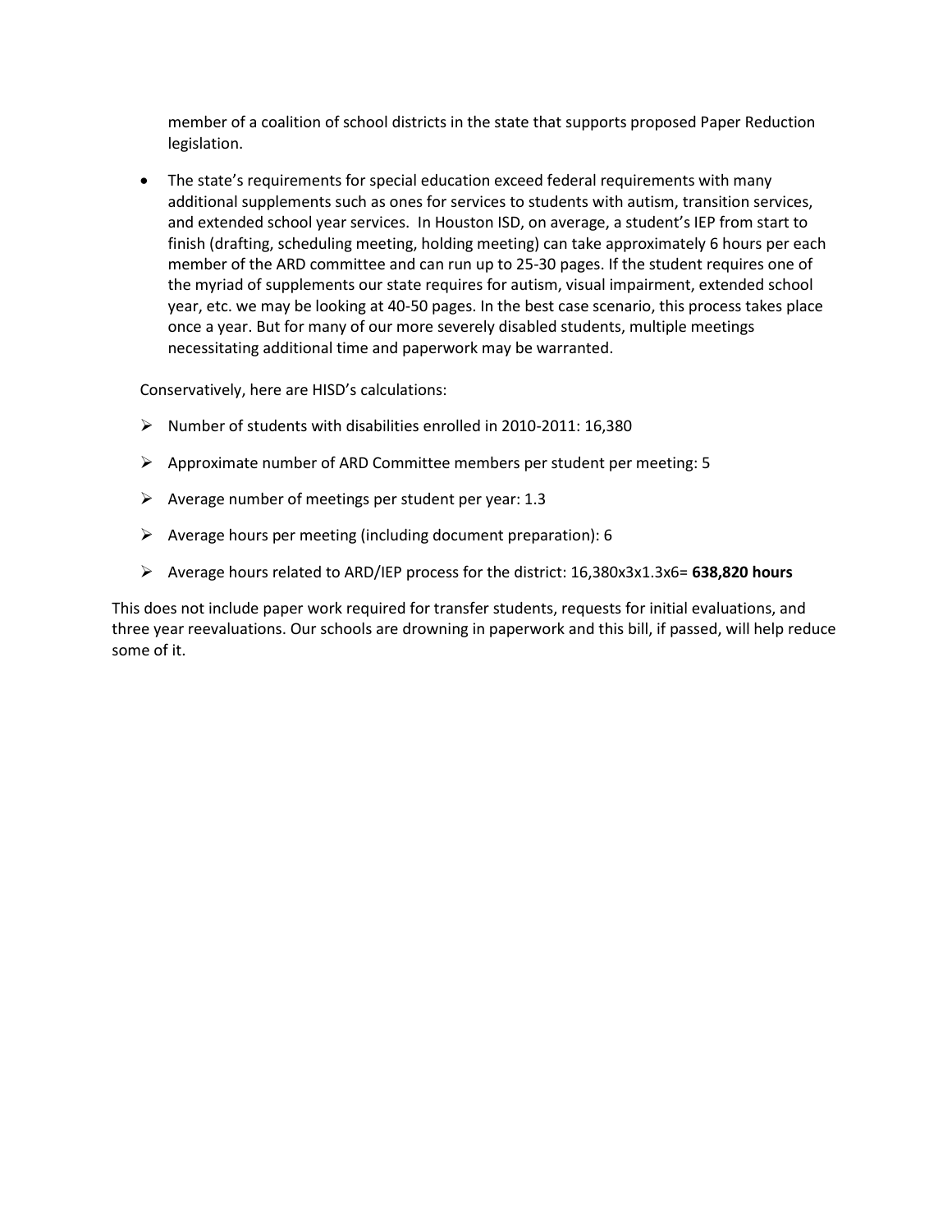member of a coalition of school districts in the state that supports proposed Paper Reduction legislation.

- The state's requirements for special education exceed federal requirements with many additional supplements such as ones for services to students with autism, transition services, and extended school year services. In Houston ISD, on average, a student's IEP from start to finish (drafting, scheduling meeting, holding meeting) can take approximately 6 hours per each member of the ARD committee and can run up to 25-30 pages. If the student requires one of the myriad of supplements our state requires for autism, visual impairment, extended school year, etc. we may be looking at 40-50 pages. In the best case scenario, this process takes place once a year. But for many of our more severely disabled students, multiple meetings necessitating additional time and paperwork may be warranted.

Conservatively, here are HISD's calculations:

- Number of students with disabilities enrolled in 2010-2011: 16,380
- Approximate number of ARD Committee members per student per meeting: 5
- Average number of meetings per student per year: 1.3
- Average hours per meeting (including document preparation): 6
- Average hours related to ARD/IEP process for the district: 16,380x3x1.3x6= **638,820 hours**

This does not include paper work required for transfer students, requests for initial evaluations, and three year reevaluations. Our schools are drowning in paperwork and this bill, if passed, will help reduce some of it.